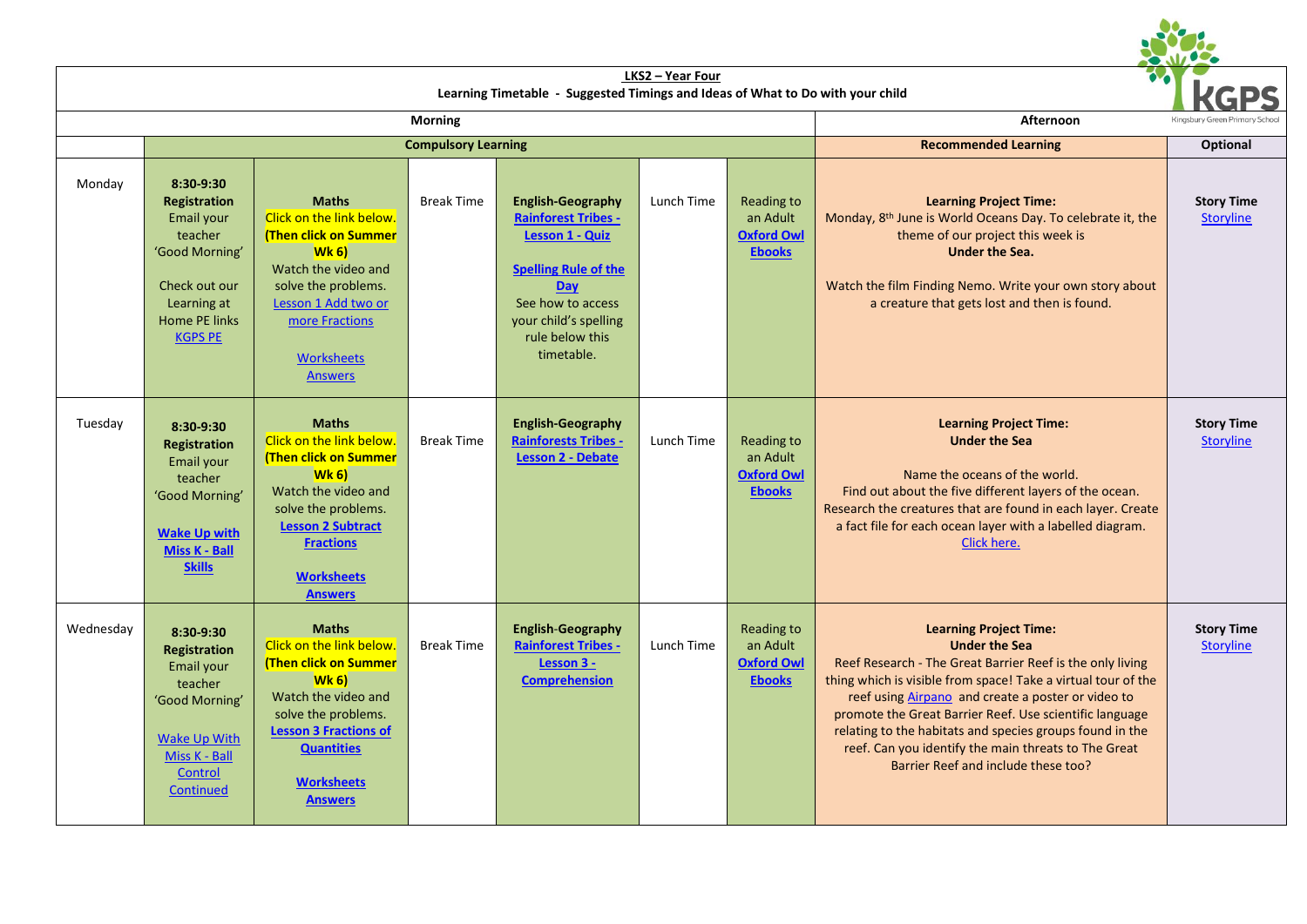**LKS2 – Year Four**

**Learning Timetable - Suggested Timings and Ideas of What to Do with your child**

| | Morning | | | | | | Afternoon | |
|---|---|---|---|---|---|---|---|---|
| | Compulsory Learning | | | | | | Recommended Learning | Optional |
| Monday | **8:30-9:30 Registration** Email your teacher 'Good Morning' Check out our Learning at Home PE links KGPS PE | **Maths** Click on the link below. **(Then click on Summer Wk 6)** Watch the video and solve the problems. Lesson 1 Add two or more Fractions Worksheets Answers | Break Time | **English-Geography** **Rainforest Tribes - Lesson 1 - Quiz** **Spelling Rule of the Day** See how to access your child's spelling rule below this timetable. | Lunch Time | Reading to an Adult **Oxford Owl Ebooks** | **Learning Project Time:** Monday, 8th June is World Oceans Day. To celebrate it, the theme of our project this week is **Under the Sea.** Watch the film Finding Nemo. Write your own story about a creature that gets lost and then is found. | **Story Time** Storyline |
| Tuesday | **8:30-9:30 Registration** Email your teacher 'Good Morning' **Wake Up with Miss K - Ball Skills** | **Maths** Click on the link below. **(Then click on Summer Wk 6)** Watch the video and solve the problems. **Lesson 2 Subtract Fractions** **Worksheets** **Answers** | Break Time | **English-Geography** **Rainforests Tribes - Lesson 2 - Debate** | Lunch Time | Reading to an Adult **Oxford Owl Ebooks** | **Learning Project Time: Under the Sea** Name the oceans of the world. Find out about the five different layers of the ocean. Research the creatures that are found in each layer. Create a fact file for each ocean layer with a labelled diagram. Click here. | **Story Time** Storyline |
| Wednesday | **8:30-9:30 Registration** Email your teacher 'Good Morning' Wake Up With Miss K - Ball Control Continued | **Maths** Click on the link below. **(Then click on Summer Wk 6)** Watch the video and solve the problems. **Lesson 3 Fractions of Quantities** **Worksheets** **Answers** | Break Time | **English-Geography** **Rainforest Tribes - Lesson 3 - Comprehension** | Lunch Time | Reading to an Adult **Oxford Owl Ebooks** | **Learning Project Time: Under the Sea** Reef Research - The Great Barrier Reef is the only living thing which is visible from space! Take a virtual tour of the reef using Airpano and create a poster or video to promote the Great Barrier Reef. Use scientific language relating to the habitats and species groups found in the reef. Can you identify the main threats to The Great Barrier Reef and include these too? | **Story Time** Storyline |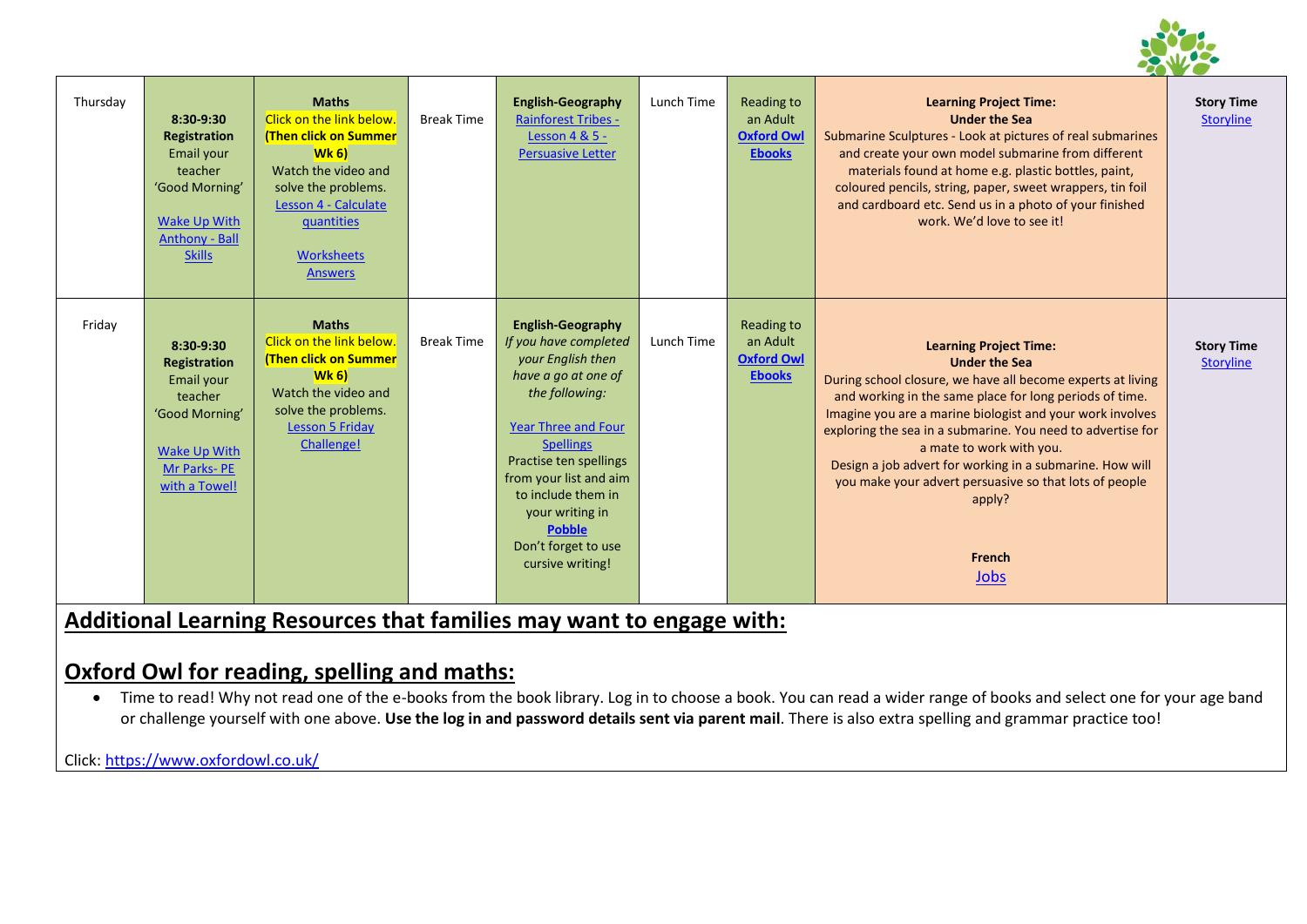| Thursday | **8:30-9:30 Registration** Email your teacher 'Good Morning' Wake Up With Anthony - Ball Skills | **Maths** Click on the link below. **(Then click on Summer Wk 6)** Watch the video and solve the problems. Lesson 4 - Calculate quantities Worksheets Answers | Break Time | **English-Geography** Rainforest Tribes - Lesson 4 & 5 - Persuasive Letter | Lunch Time | Reading to an Adult **Oxford Owl Ebooks** | **Learning Project Time: Under the Sea** Submarine Sculptures - Look at pictures of real submarines and create your own model submarine from different materials found at home e.g. plastic bottles, paint, coloured pencils, string, paper, sweet wrappers, tin foil and cardboard etc. Send us in a photo of your finished work. We'd love to see it! | **Story Time** Storyline |
|---|---|---|---|---|---|---|---|---|
| Friday | **8:30-9:30 Registration** Email your teacher 'Good Morning' Wake Up With Mr Parks- PE with a Towel! | **Maths** Click on the link below. **(Then click on Summer Wk 6)** Watch the video and solve the problems. Lesson 5 Friday Challenge! | Break Time | **English-Geography** *If you have completed your English then have a go at one of the following:* Year Three and Four Spellings Practise ten spellings from your list and aim to include them in your writing in **Pobble** Don't forget to use cursive writing! | Lunch Time | Reading to an Adult **Oxford Owl Ebooks** | **Learning Project Time: Under the Sea** During school closure, we have all become experts at living and working in the same place for long periods of time. Imagine you are a marine biologist and your work involves exploring the sea in a submarine. You need to advertise for a mate to work with you. Design a job advert for working in a submarine. How will you make your advert persuasive so that lots of people apply? **French** Jobs | **Story Time** Storyline |

## Additional Learning Resources that families may want to engage with:

## Oxford Owl for reading, spelling and maths:

- Time to read! Why not read one of the e-books from the book library. Log in to choose a book. You can read a wider range of books and select one for your age band or challenge yourself with one above. **Use the log in and password details sent via parent mail**. There is also extra spelling and grammar practice too!

Click: https://www.oxfordowl.co.uk/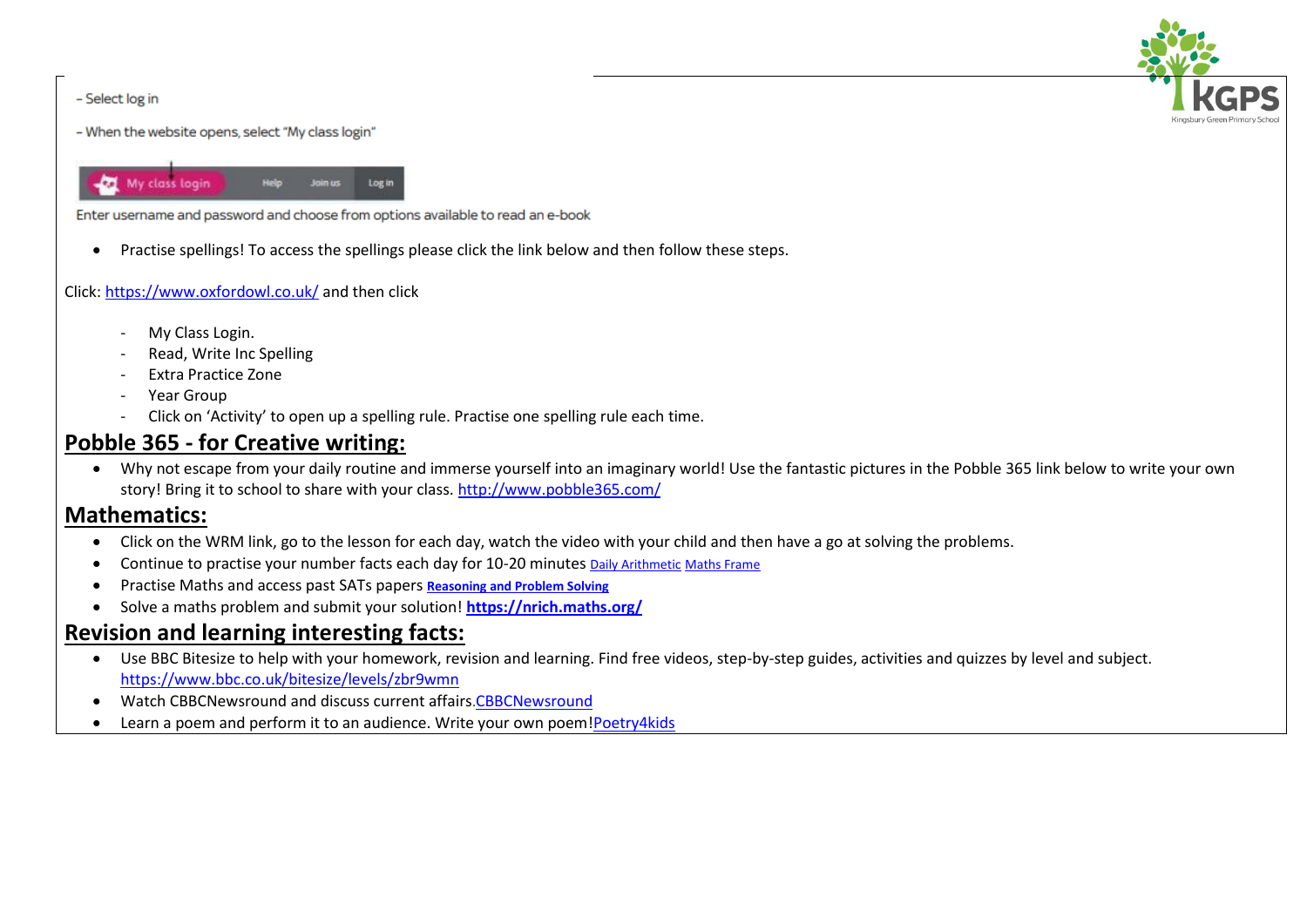- Select log in

- When the website opens, select "My class login"

My class login | Help | Join us | Log in

Enter username and password and choose from options available to read an e-book

- Practise spellings! To access the spellings please click the link below and then follow these steps.

Click: https://www.oxfordowl.co.uk/ and then click

- My Class Login.
- Read, Write Inc Spelling
- Extra Practice Zone
- Year Group
- Click on 'Activity' to open up a spelling rule. Practise one spelling rule each time.

## Pobble 365 - for Creative writing:

- Why not escape from your daily routine and immerse yourself into an imaginary world! Use the fantastic pictures in the Pobble 365 link below to write your own story! Bring it to school to share with your class. http://www.pobble365.com/

## Mathematics:

- Click on the WRM link, go to the lesson for each day, watch the video with your child and then have a go at solving the problems.
- Continue to practise your number facts each day for 10-20 minutes Daily Arithmetic Maths Frame
- Practise Maths and access past SATs papers **Reasoning and Problem Solving**
- Solve a maths problem and submit your solution! **https://nrich.maths.org/**

## Revision and learning interesting facts:

- Use BBC Bitesize to help with your homework, revision and learning. Find free videos, step-by-step guides, activities and quizzes by level and subject. https://www.bbc.co.uk/bitesize/levels/zbr9wmn
- Watch CBBCNewsround and discuss current affairs.CBBCNewsround
- Learn a poem and perform it to an audience. Write your own poem!Poetry4kids